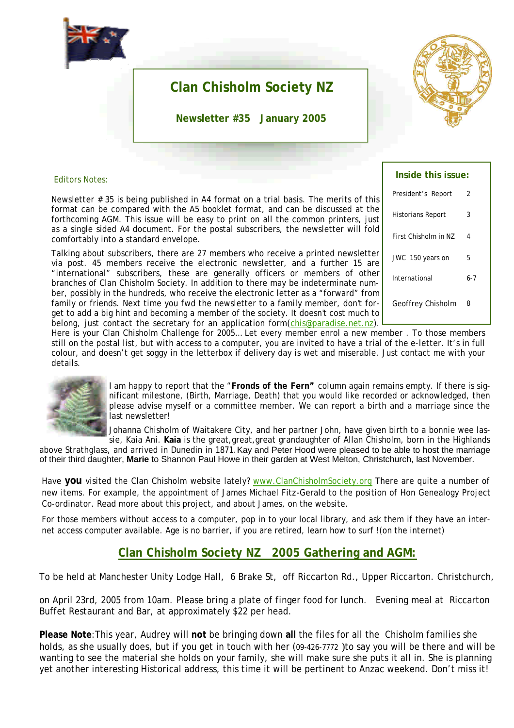# Clan Chisholm Society NZ

**Newsletter #35 January 2005**

**Inside this issue:**

| | |
|---|---|
| President's Report | 2 |
| Historians Report | 3 |
| First Chisholm in NZ | 4 |
| JWC 150 years on | 5 |
| International | 6-7 |
| Geoffrey Chisholm | 8 |

Editors Notes:

Newsletter # 35 is being published in A4 format on a trial basis. The merits of this format can be compared with the A5 booklet format, and can be discussed at the forthcoming AGM. This issue will be easy to print on all the common printers, just as a single sided A4 document. For the postal subscribers, the newsletter will fold comfortably into a standard envelope.

Talking about subscribers, there are 27 members who receive a printed newsletter via post. 45 members receive the electronic newsletter, and a further 15 are "international" subscribers, these are generally officers or members of other branches of Clan Chisholm Society. In addition to there may be indeterminate number, possibly in the hundreds, who receive the electronic letter as a "forward" from family or friends. Next time you fwd the newsletter to a family member, don't forget to add a big hint and becoming a member of the society. It doesn't cost much to belong, just contact the secretary for an application form(chis@paradise.net.nz). Here is your Clan Chisholm Challenge for 2005… Let every member enrol a new member . To those members still on the postal list, but with access to a computer, you are invited to have a trial of the e-letter. It's in full colour, and doesn't get soggy in the letterbox if delivery day is wet and miserable. Just contact me with your details.

I am happy to report that the "**Fronds of the Fern"** column again remains empty. If there is significant milestone, (Birth, Marriage, Death) that you would like recorded or acknowledged, then please advise myself or a committee member. We can report a birth and a marriage since the last newsletter!

Johanna Chisholm of Waitakere City, and her partner John, have given birth to a bonnie wee lassie, Kaia Ani. **Kaia** is the great,great,great grandaughter of Allan Chisholm, born in the Highlands above Strathglass, and arrived in Dunedin in 1871. Kay and Peter Hood were pleased to be able to host the marriage of their third daughter, **Marie** to Shannon Paul Howe in their garden at West Melton, Christchurch, last November.

Have **you** visited the Clan Chisholm website lately? www.ClanChisholmSociety.org There are quite a number of new items. For example, the appointment of James Michael Fitz-Gerald to the position of Hon Genealogy Project Co-ordinator. Read more about this project, and about James, on the website.

For those members without access to a computer, pop in to your local library, and ask them if they have an internet access computer available. Age is no barrier, if you are retired, learn how to surf !(on the internet)

## Clan Chisholm Society NZ 2005 Gathering and AGM:

To be held at Manchester Unity Lodge Hall, 6 Brake St, off Riccarton Rd., Upper Riccarton. Christchurch,

on April 23rd, 2005 from 10am. Please bring a plate of finger food for lunch. Evening meal at Riccarton Buffet Restaurant and Bar, at approximately $22 per head.

**Please Note**:This year, Audrey will **not** be bringing down **all** the files for all the Chisholm families she holds, as she usually does, but if you get in touch with her (09-426-7772 )to say you will be there and will be wanting to see the material she holds on your family, she will make sure she puts it all in. She is planning yet another interesting Historical address, this time it will be pertinent to Anzac weekend. Don't miss it!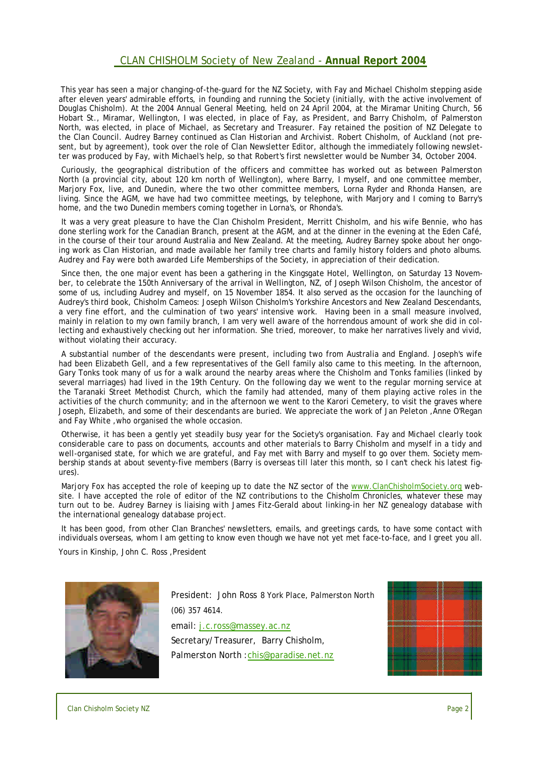# CLAN CHISHOLM Society of New Zealand - **Annual Report 2004**

This year has seen a major changing-of-the-guard for the NZ Society, with Fay and Michael Chisholm stepping aside after eleven years' admirable efforts, in founding and running the Society (initially, with the active involvement of Douglas Chisholm). At the 2004 Annual General Meeting, held on 24 April 2004, at the Miramar Uniting Church, 56 Hobart St., Miramar, Wellington, I was elected, in place of Fay, as President, and Barry Chisholm, of Palmerston North, was elected, in place of Michael, as Secretary and Treasurer. Fay retained the position of NZ Delegate to the Clan Council. Audrey Barney continued as Clan Historian and Archivist. Robert Chisholm, of Auckland (not present, but by agreement), took over the role of Clan Newsletter Editor, although the immediately following newsletter was produced by Fay, with Michael's help, so that Robert's first newsletter would be Number 34, October 2004.

Curiously, the geographical distribution of the officers and committee has worked out as between Palmerston North (a provincial city, about 120 km north of Wellington), where Barry, I myself, and one committee member, Marjory Fox, live, and Dunedin, where the two other committee members, Lorna Ryder and Rhonda Hansen, are living. Since the AGM, we have had two committee meetings, by telephone, with Marjory and I coming to Barry's home, and the two Dunedin members coming together in Lorna's, or Rhonda's.

It was a very great pleasure to have the Clan Chisholm President, Merritt Chisholm, and his wife Bennie, who has done sterling work for the Canadian Branch, present at the AGM, and at the dinner in the evening at the Eden Café, in the course of their tour around Australia and New Zealand. At the meeting, Audrey Barney spoke about her ongoing work as Clan Historian, and made available her family tree charts and family history folders and photo albums. Audrey and Fay were both awarded Life Memberships of the Society, in appreciation of their dedication.

Since then, the one major event has been a gathering in the Kingsgate Hotel, Wellington, on Saturday 13 November, to celebrate the 150th Anniversary of the arrival in Wellington, NZ, of Joseph Wilson Chisholm, the ancestor of some of us, including Audrey and myself, on 15 November 1854. It also served as the occasion for the launching of Audrey's third book, Chisholm Cameos: Joseph Wilson Chisholm's Yorkshire Ancestors and New Zealand Descendants, a very fine effort, and the culmination of two years' intensive work. Having been in a small measure involved, mainly in relation to my own family branch, I am very well aware of the horrendous amount of work she did in collecting and exhaustively checking out her information. She tried, moreover, to make her narratives lively and vivid, without violating their accuracy.

A substantial number of the descendants were present, including two from Australia and England. Joseph's wife had been Elizabeth Gell, and a few representatives of the Gell family also came to this meeting. In the afternoon, Gary Tonks took many of us for a walk around the nearby areas where the Chisholm and Tonks families (linked by several marriages) had lived in the 19th Century. On the following day we went to the regular morning service at the Taranaki Street Methodist Church, which the family had attended, many of them playing active roles in the activities of the church community; and in the afternoon we went to the Karori Cemetery, to visit the graves where Joseph, Elizabeth, and some of their descendants are buried. We appreciate the work of Jan Peleton ,Anne O'Regan and Fay White ,who organised the whole occasion.

Otherwise, it has been a gently yet steadily busy year for the Society's organisation. Fay and Michael clearly took considerable care to pass on documents, accounts and other materials to Barry Chisholm and myself in a tidy and well-organised state, for which we are grateful, and Fay met with Barry and myself to go over them. Society membership stands at about seventy-five members (Barry is overseas till later this month, so I can't check his latest figures).

Marjory Fox has accepted the role of keeping up to date the NZ sector of the www.ClanChisholmSociety.org website. I have accepted the role of editor of the NZ contributions to the Chisholm Chronicles, whatever these may turn out to be. Audrey Barney is liaising with James Fitz-Gerald about linking-in her NZ genealogy database with the international genealogy database project.

It has been good, from other Clan Branches' newsletters, emails, and greetings cards, to have some contact with individuals overseas, whom I am getting to know even though we have not yet met face-to-face, and I greet you all.

Yours in Kinship, John C. Ross ,President

President: John Ross 8 York Place, Palmerston North (06) 357 4614.

email: j.c.ross@massey.ac.nz

Secretary/Treasurer, Barry Chisholm, Palmerston North :chis@paradise.net.nz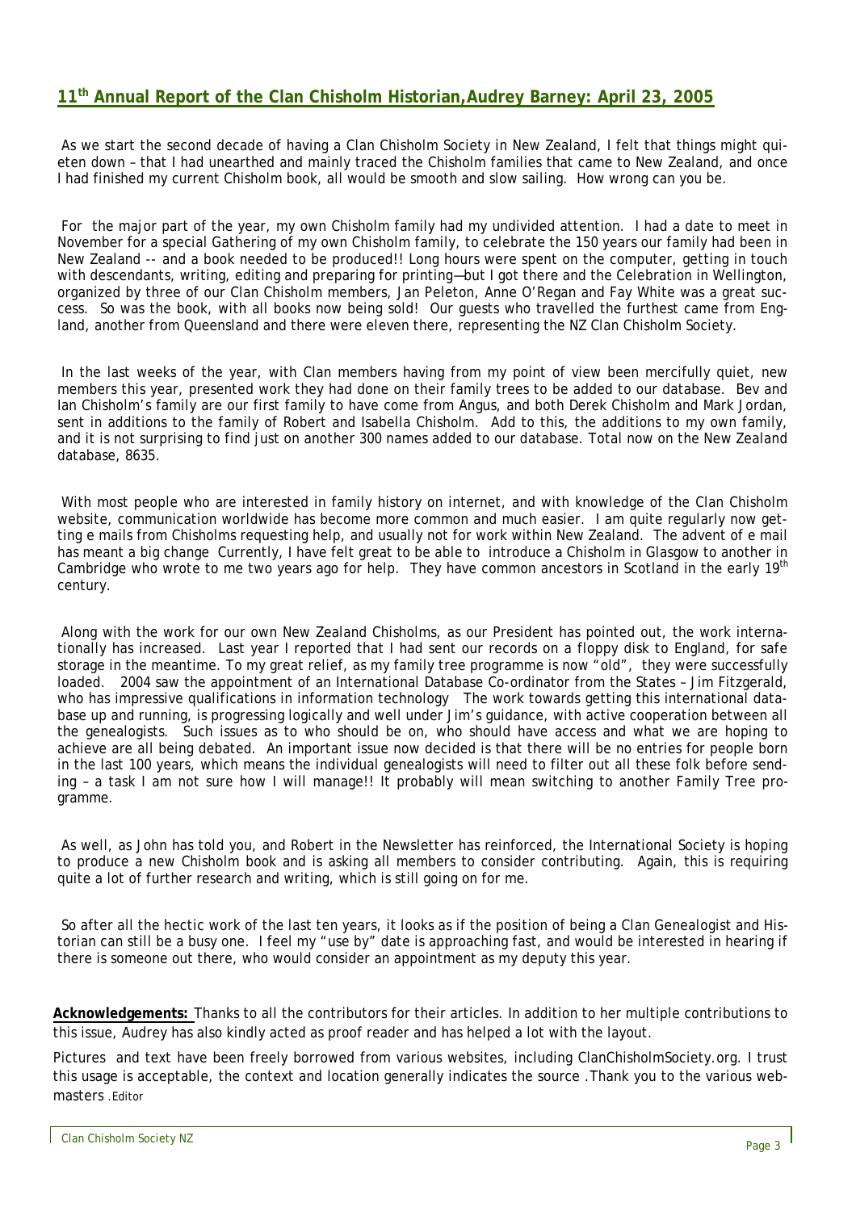## 11th Annual Report of the Clan Chisholm Historian, Audrey Barney: April 23, 2005

As we start the second decade of having a Clan Chisholm Society in New Zealand, I felt that things might quieten down – that I had unearthed and mainly traced the Chisholm families that came to New Zealand, and once I had finished my current Chisholm book, all would be smooth and slow sailing. How wrong can you be.

For the major part of the year, my own Chisholm family had my undivided attention. I had a date to meet in November for a special Gathering of my own Chisholm family, to celebrate the 150 years our family had been in New Zealand -- and a book needed to be produced!! Long hours were spent on the computer, getting in touch with descendants, writing, editing and preparing for printing—but I got there and the Celebration in Wellington, organized by three of our Clan Chisholm members, Jan Peleton, Anne O'Regan and Fay White was a great success. So was the book, with all books now being sold! Our guests who travelled the furthest came from England, another from Queensland and there were eleven there, representing the NZ Clan Chisholm Society.

In the last weeks of the year, with Clan members having from my point of view been mercifully quiet, new members this year, presented work they had done on their family trees to be added to our database. Bev and Ian Chisholm's family are our first family to have come from Angus, and both Derek Chisholm and Mark Jordan, sent in additions to the family of Robert and Isabella Chisholm. Add to this, the additions to my own family, and it is not surprising to find just on another 300 names added to our database. Total now on the New Zealand database, 8635.

With most people who are interested in family history on internet, and with knowledge of the Clan Chisholm website, communication worldwide has become more common and much easier. I am quite regularly now getting e mails from Chisholms requesting help, and usually not for work within New Zealand. The advent of e mail has meant a big change Currently, I have felt great to be able to introduce a Chisholm in Glasgow to another in Cambridge who wrote to me two years ago for help. They have common ancestors in Scotland in the early 19th century.

Along with the work for our own New Zealand Chisholms, as our President has pointed out, the work internationally has increased. Last year I reported that I had sent our records on a floppy disk to England, for safe storage in the meantime. To my great relief, as my family tree programme is now "old", they were successfully loaded. 2004 saw the appointment of an International Database Co-ordinator from the States – Jim Fitzgerald, who has impressive qualifications in information technology The work towards getting this international database up and running, is progressing logically and well under Jim's guidance, with active cooperation between all the genealogists. Such issues as to who should be on, who should have access and what we are hoping to achieve are all being debated. An important issue now decided is that there will be no entries for people born in the last 100 years, which means the individual genealogists will need to filter out all these folk before sending – a task I am not sure how I will manage!! It probably will mean switching to another Family Tree programme.

As well, as John has told you, and Robert in the Newsletter has reinforced, the International Society is hoping to produce a new Chisholm book and is asking all members to consider contributing. Again, this is requiring quite a lot of further research and writing, which is still going on for me.

So after all the hectic work of the last ten years, it looks as if the position of being a Clan Genealogist and Historian can still be a busy one. I feel my "use by" date is approaching fast, and would be interested in hearing if there is someone out there, who would consider an appointment as my deputy this year.

**Acknowledgements:** Thanks to all the contributors for their articles. In addition to her multiple contributions to this issue, Audrey has also kindly acted as proof reader and has helped a lot with the layout.

Pictures and text have been freely borrowed from various websites, including ClanChisholmSociety.org. I trust this usage is acceptable, the context and location generally indicates the source .Thank you to the various webmasters .Editor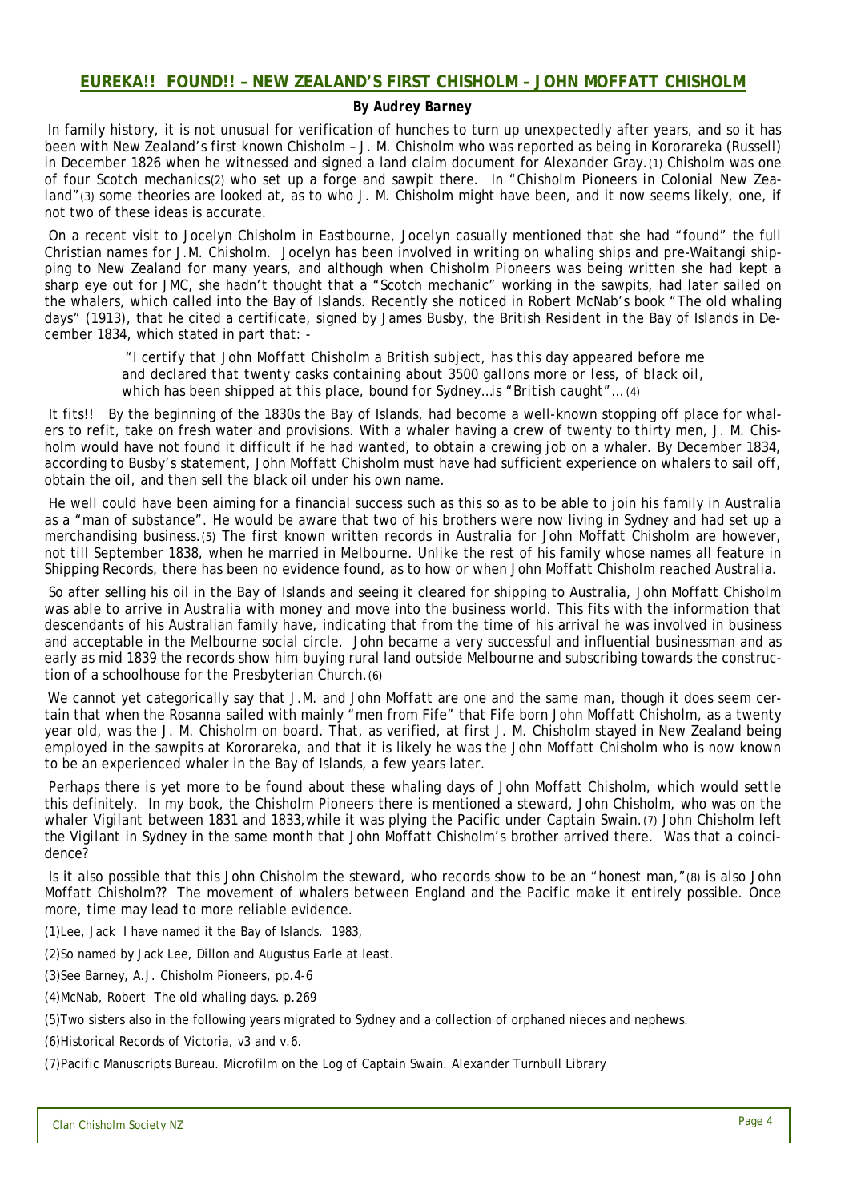## EUREKA!! FOUND!! – NEW ZEALAND'S FIRST CHISHOLM – JOHN MOFFATT CHISHOLM

***By Audrey Barney***

In family history, it is not unusual for verification of hunches to turn up unexpectedly after years, and so it has been with New Zealand's first known Chisholm – J. M. Chisholm who was reported as being in Kororareka (Russell) in December 1826 when he witnessed and signed a land claim document for Alexander Gray.(1) Chisholm was one of four Scotch mechanics(2) who set up a forge and sawpit there. In "Chisholm Pioneers in Colonial New Zealand"(3) some theories are looked at, as to who J. M. Chisholm might have been, and it now seems likely, one, if not two of these ideas is accurate.

On a recent visit to Jocelyn Chisholm in Eastbourne, Jocelyn casually mentioned that she had "found" the full Christian names for J.M. Chisholm. Jocelyn has been involved in writing on whaling ships and pre-Waitangi shipping to New Zealand for many years, and although when Chisholm Pioneers was being written she had kept a sharp eye out for JMC, she hadn't thought that a "Scotch mechanic" working in the sawpits, had later sailed on the whalers, which called into the Bay of Islands. Recently she noticed in Robert McNab's book "The old whaling days" (1913), that he cited a certificate, signed by James Busby, the British Resident in the Bay of Islands in December 1834, which stated in part that: -

> *"I certify that John Moffatt Chisholm a British subject, has this day appeared before me and declared that twenty casks containing about 3500 gallons more or less, of black oil, which has been shipped at this place, bound for Sydney…is "British caught"…*(4)

It fits!! By the beginning of the 1830s the Bay of Islands, had become a well-known stopping off place for whalers to refit, take on fresh water and provisions. With a whaler having a crew of twenty to thirty men, J. M. Chisholm would have not found it difficult if he had wanted, to obtain a crewing job on a whaler. By December 1834, according to Busby's statement, John Moffatt Chisholm must have had sufficient experience on whalers to sail off, obtain the oil, and then sell the black oil under his own name.

He well could have been aiming for a financial success such as this so as to be able to join his family in Australia as a "man of substance". He would be aware that two of his brothers were now living in Sydney and had set up a merchandising business.(5) The first known written records in Australia for John Moffatt Chisholm are however, not till September 1838, when he married in Melbourne. Unlike the rest of his family whose names all feature in Shipping Records, there has been no evidence found, as to how or when John Moffatt Chisholm reached Australia.

So after selling his oil in the Bay of Islands and seeing it cleared for shipping to Australia, John Moffatt Chisholm was able to arrive in Australia with money and move into the business world. This fits with the information that descendants of his Australian family have, indicating that from the time of his arrival he was involved in business and acceptable in the Melbourne social circle. John became a very successful and influential businessman and as early as mid 1839 the records show him buying rural land outside Melbourne and subscribing towards the construction of a schoolhouse for the Presbyterian Church.(6)

We cannot yet categorically say that J.M. and John Moffatt are one and the same man, though it does seem certain that when the Rosanna sailed with mainly "men from Fife" that Fife born John Moffatt Chisholm, as a twenty year old, was the J. M. Chisholm on board. That, as verified, at first J. M. Chisholm stayed in New Zealand being employed in the sawpits at Kororareka, and that it is likely he was the John Moffatt Chisholm who is now known to be an experienced whaler in the Bay of Islands, a few years later.

Perhaps there is yet more to be found about these whaling days of John Moffatt Chisholm, which would settle this definitely. In my book, the Chisholm Pioneers there is mentioned a steward, John Chisholm, who was on the whaler Vigilant between 1831 and 1833, while it was plying the Pacific under Captain Swain.(7) John Chisholm left the Vigilant in Sydney in the same month that John Moffatt Chisholm's brother arrived there. Was that a coincidence?

Is it also possible that this John Chisholm the steward, who records show to be an "honest man,"(8) is also John Moffatt Chisholm?? The movement of whalers between England and the Pacific make it entirely possible. Once more, time may lead to more reliable evidence.

(1)Lee, Jack I have named it the Bay of Islands. 1983,

(2)So named by Jack Lee, Dillon and Augustus Earle at least.

(3)See Barney, A.J. Chisholm Pioneers, pp.4-6

(4)McNab, Robert The old whaling days. p.269

(5)Two sisters also in the following years migrated to Sydney and a collection of orphaned nieces and nephews.

(6)Historical Records of Victoria, v3 and v.6.

(7)Pacific Manuscripts Bureau. Microfilm on the Log of Captain Swain. Alexander Turnbull Library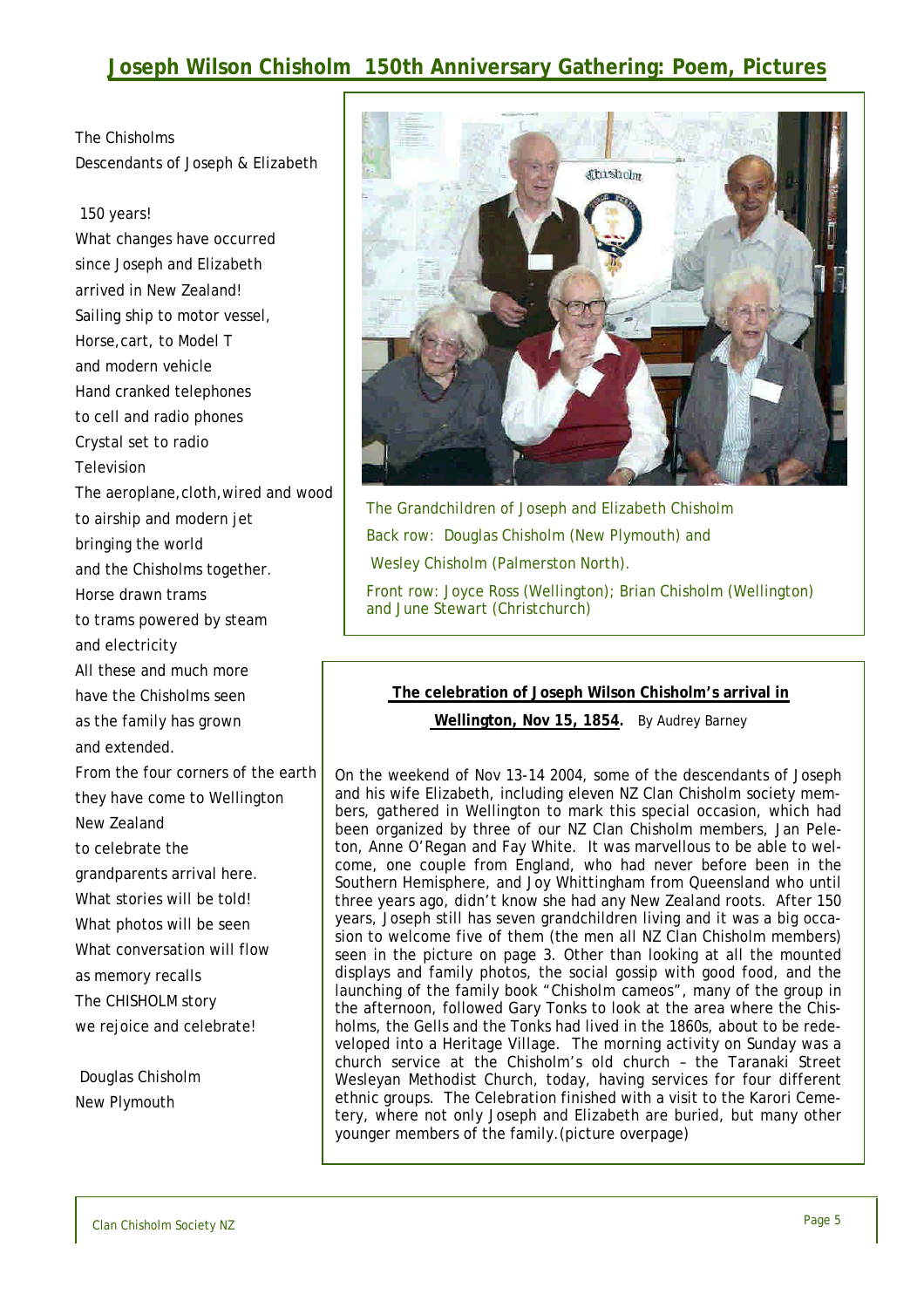# Joseph Wilson Chisholm 150th Anniversary Gathering: Poem, Pictures

The Chisholms
Descendants of Joseph & Elizabeth

150 years!
What changes have occurred
since Joseph and Elizabeth
arrived in New Zealand!
Sailing ship to motor vessel,
Horse,cart, to Model T
and modern vehicle
Hand cranked telephones
to cell and radio phones
Crystal set to radio
Television
The aeroplane,cloth,wired and wood
to airship and modern jet
bringing the world
and the Chisholms together.
Horse drawn trams
to trams powered by steam
and electricity
All these and much more
have the Chisholms seen
as the family has grown
and extended.
From the four corners of the earth
they have come to Wellington
New Zealand
to celebrate the
grandparents arrival here.
What stories will be told!
What photos will be seen
What conversation will flow
as memory recalls
The CHISHOLM story
we rejoice and celebrate!

Douglas Chisholm
New Plymouth

The Grandchildren of Joseph and Elizabeth Chisholm
Back row: Douglas Chisholm (New Plymouth) and
Wesley Chisholm (Palmerston North).
Front row: Joyce Ross (Wellington); Brian Chisholm (Wellington) and June Stewart (Christchurch)

**The celebration of Joseph Wilson Chisholm's arrival in Wellington, Nov 15, 1854.** By Audrey Barney

On the weekend of Nov 13-14 2004, some of the descendants of Joseph and his wife Elizabeth, including eleven NZ Clan Chisholm society members, gathered in Wellington to mark this special occasion, which had been organized by three of our NZ Clan Chisholm members, Jan Peleton, Anne O'Regan and Fay White. It was marvellous to be able to welcome, one couple from England, who had never before been in the Southern Hemisphere, and Joy Whittingham from Queensland who until three years ago, didn't know she had any New Zealand roots. After 150 years, Joseph still has seven grandchildren living and it was a big occasion to welcome five of them (the men all NZ Clan Chisholm members) seen in the picture on page 3. Other than looking at all the mounted displays and family photos, the social gossip with good food, and the launching of the family book "Chisholm cameos", many of the group in the afternoon, followed Gary Tonks to look at the area where the Chisholms, the Gells and the Tonks had lived in the 1860s, about to be redeveloped into a Heritage Village. The morning activity on Sunday was a church service at the Chisholm's old church – the Taranaki Street Wesleyan Methodist Church, today, having services for four different ethnic groups. The Celebration finished with a visit to the Karori Cemetery, where not only Joseph and Elizabeth are buried, but many other younger members of the family.(picture overpage)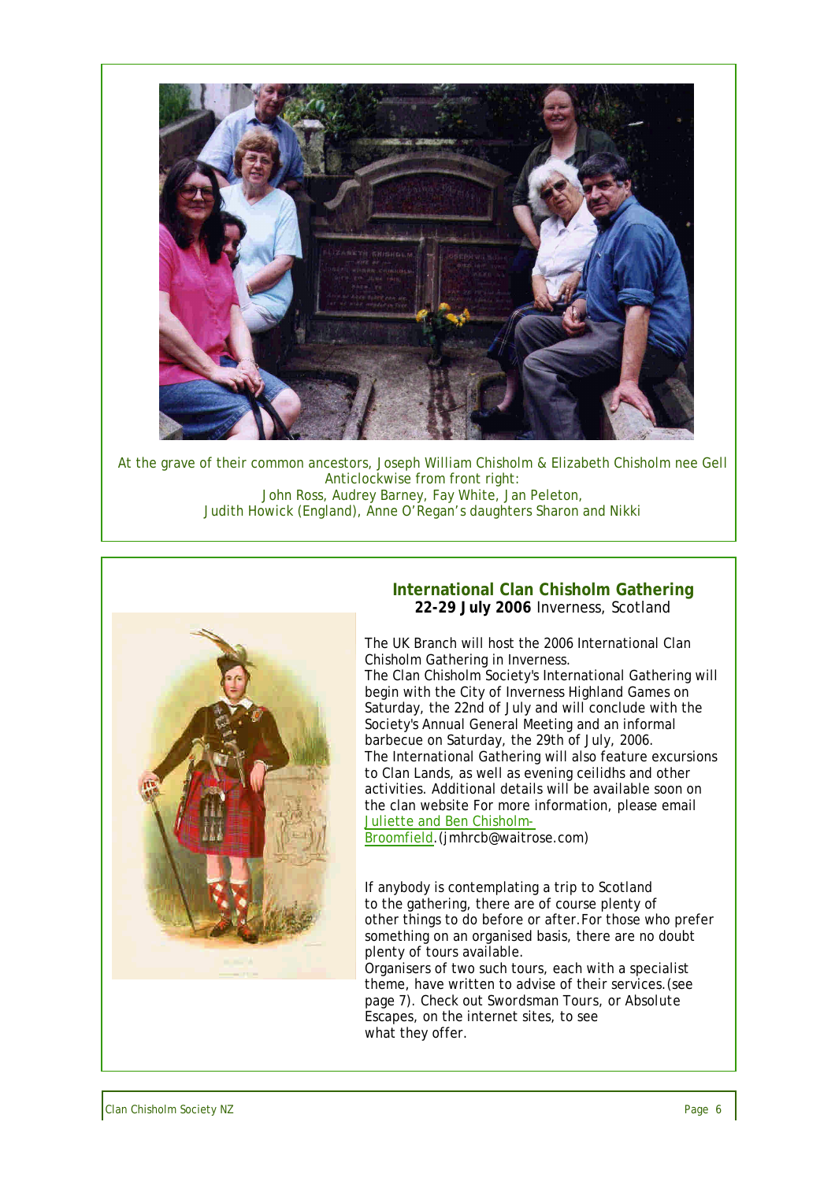At the grave of their common ancestors, Joseph William Chisholm & Elizabeth Chisholm nee Gell
Anticlockwise from front right:
John Ross, Audrey Barney, Fay White, Jan Peleton,
Judith Howick (England), Anne O'Regan's daughters Sharon and Nikki

## International Clan Chisholm Gathering

**22-29 July 2006** Inverness, Scotland

The UK Branch will host the 2006 International Clan Chisholm Gathering in Inverness.
The Clan Chisholm Society's International Gathering will begin with the City of Inverness Highland Games on Saturday, the 22nd of July and will conclude with the Society's Annual General Meeting and an informal barbecue on Saturday, the 29th of July, 2006.
The International Gathering will also feature excursions to Clan Lands, as well as evening ceilidhs and other activities. Additional details will be available soon on the clan website For more information, please email Juliette and Ben Chisholm-Broomfield.(jmhrcb@waitrose.com)

If anybody is contemplating a trip to Scotland to the gathering, there are of course plenty of other things to do before or after.For those who prefer something on an organised basis, there are no doubt plenty of tours available.
Organisers of two such tours, each with a specialist theme, have written to advise of their services.(see page 7). Check out Swordsman Tours, or Absolute Escapes, on the internet sites, to see what they offer.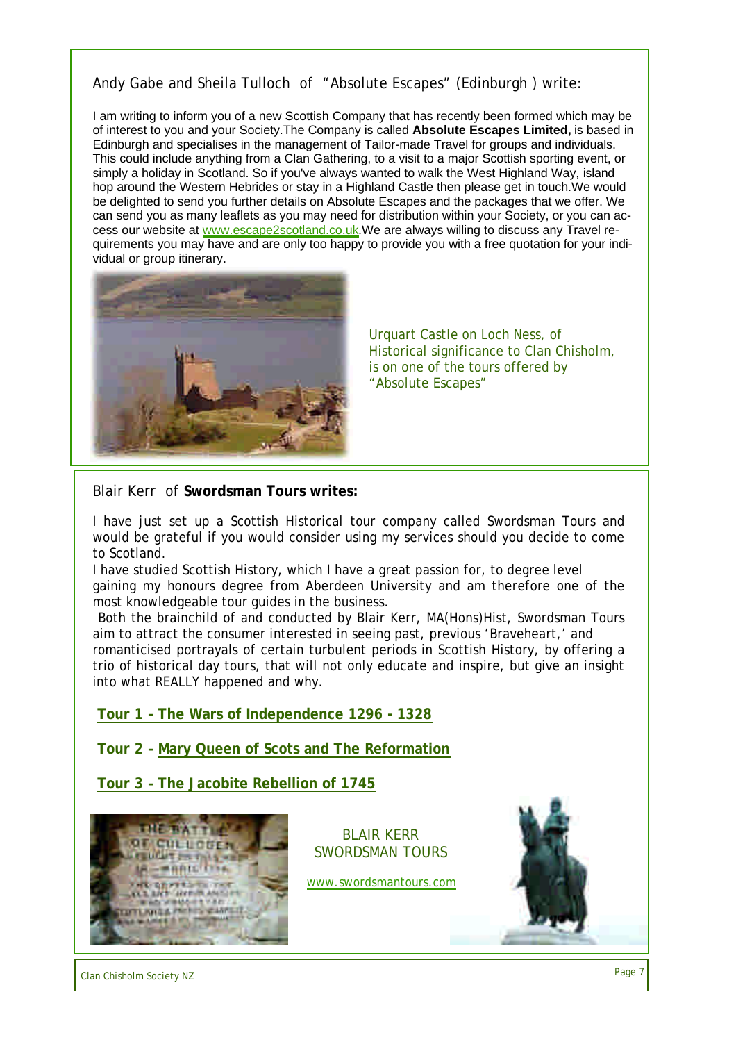Andy Gabe and Sheila Tulloch of "Absolute Escapes" (Edinburgh ) write:

I am writing to inform you of a new Scottish Company that has recently been formed which may be of interest to you and your Society.The Company is called **Absolute Escapes Limited,** is based in Edinburgh and specialises in the management of Tailor-made Travel for groups and individuals. This could include anything from a Clan Gathering, to a visit to a major Scottish sporting event, or simply a holiday in Scotland. So if you've always wanted to walk the West Highland Way, island hop around the Western Hebrides or stay in a Highland Castle then please get in touch.We would be delighted to send you further details on Absolute Escapes and the packages that we offer. We can send you as many leaflets as you may need for distribution within your Society, or you can access our website at www.escape2scotland.co.uk.We are always willing to discuss any Travel requirements you may have and are only too happy to provide you with a free quotation for your individual or group itinerary.

Urquart Castle on Loch Ness, of Historical significance to Clan Chisholm, is on one of the tours offered by "Absolute Escapes"

Blair Kerr of **Swordsman Tours writes:**

I have just set up a Scottish Historical tour company called Swordsman Tours and would be grateful if you would consider using my services should you decide to come to Scotland.

I have studied Scottish History, which I have a great passion for, to degree level gaining my honours degree from Aberdeen University and am therefore one of the most knowledgeable tour guides in the business.

Both the brainchild of and conducted by Blair Kerr, MA(Hons)Hist, Swordsman Tours aim to attract the consumer interested in seeing past, previous 'Braveheart,' and romanticised portrayals of certain turbulent periods in Scottish History, by offering a trio of historical day tours, that will not only educate and inspire, but give an insight into what REALLY happened and why.

**Tour 1 – The Wars of Independence 1296 - 1328**

**Tour 2 – Mary Queen of Scots and The Reformation**

**Tour 3 – The Jacobite Rebellion of 1745**

BLAIR KERR
SWORDSMAN TOURS

www.swordsmantours.com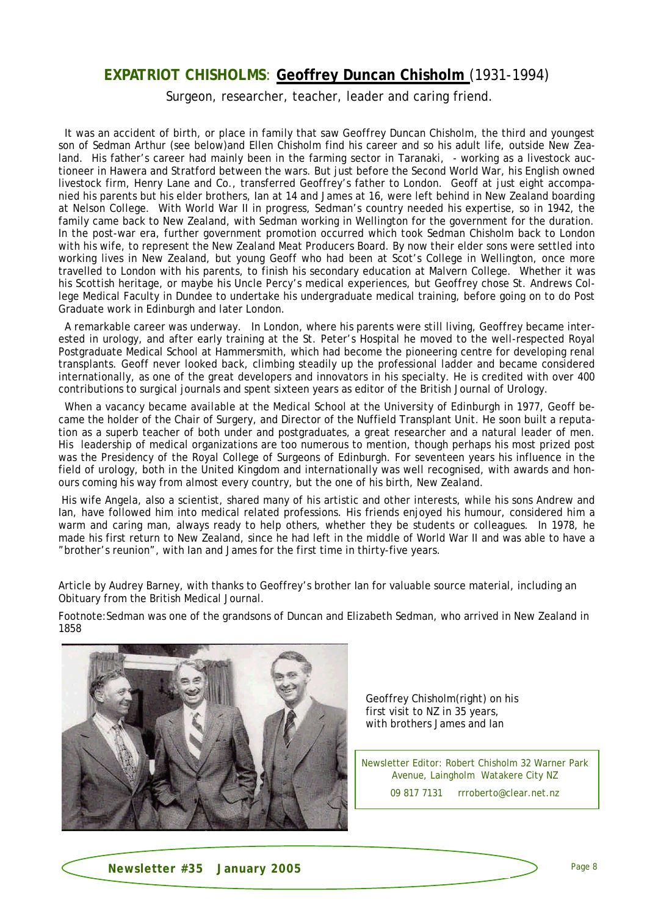## EXPATRIOT CHISHOLMS: **Geoffrey Duncan Chisholm** (1931-1994)

Surgeon, researcher, teacher, leader and caring friend.

It was an accident of birth, or place in family that saw Geoffrey Duncan Chisholm, the third and youngest son of Sedman Arthur (see below)and Ellen Chisholm find his career and so his adult life, outside New Zealand. His father's career had mainly been in the farming sector in Taranaki, - working as a livestock auctioneer in Hawera and Stratford between the wars. But just before the Second World War, his English owned livestock firm, Henry Lane and Co., transferred Geoffrey's father to London. Geoff at just eight accompanied his parents but his elder brothers, Ian at 14 and James at 16, were left behind in New Zealand boarding at Nelson College. With World War II in progress, Sedman's country needed his expertise, so in 1942, the family came back to New Zealand, with Sedman working in Wellington for the government for the duration. In the post-war era, further government promotion occurred which took Sedman Chisholm back to London with his wife, to represent the New Zealand Meat Producers Board. By now their elder sons were settled into working lives in New Zealand, but young Geoff who had been at Scot's College in Wellington, once more travelled to London with his parents, to finish his secondary education at Malvern College. Whether it was his Scottish heritage, or maybe his Uncle Percy's medical experiences, but Geoffrey chose St. Andrews College Medical Faculty in Dundee to undertake his undergraduate medical training, before going on to do Post Graduate work in Edinburgh and later London.

A remarkable career was underway. In London, where his parents were still living, Geoffrey became interested in urology, and after early training at the St. Peter's Hospital he moved to the well-respected Royal Postgraduate Medical School at Hammersmith, which had become the pioneering centre for developing renal transplants. Geoff never looked back, climbing steadily up the professional ladder and became considered internationally, as one of the great developers and innovators in his specialty. He is credited with over 400 contributions to surgical journals and spent sixteen years as editor of the British Journal of Urology.

When a vacancy became available at the Medical School at the University of Edinburgh in 1977, Geoff became the holder of the Chair of Surgery, and Director of the Nuffield Transplant Unit. He soon built a reputation as a superb teacher of both under and postgraduates, a great researcher and a natural leader of men. His leadership of medical organizations are too numerous to mention, though perhaps his most prized post was the Presidency of the Royal College of Surgeons of Edinburgh. For seventeen years his influence in the field of urology, both in the United Kingdom and internationally was well recognised, with awards and honours coming his way from almost every country, but the one of his birth, New Zealand.

His wife Angela, also a scientist, shared many of his artistic and other interests, while his sons Andrew and Ian, have followed him into medical related professions. His friends enjoyed his humour, considered him a warm and caring man, always ready to help others, whether they be students or colleagues. In 1978, he made his first return to New Zealand, since he had left in the middle of World War II and was able to have a "brother's reunion", with Ian and James for the first time in thirty-five years.

Article by Audrey Barney, with thanks to Geoffrey's brother Ian for valuable source material, including an Obituary from the British Medical Journal.

Footnote:Sedman was one of the grandsons of Duncan and Elizabeth Sedman, who arrived in New Zealand in 1858

Geoffrey Chisholm(right) on his first visit to NZ in 35 years, with brothers James and Ian

Newsletter Editor: Robert Chisholm 32 Warner Park Avenue, Laingholm Watakere City NZ

09 817 7131 rrroberto@clear.net.nz

**Newsletter #35 January 2005**